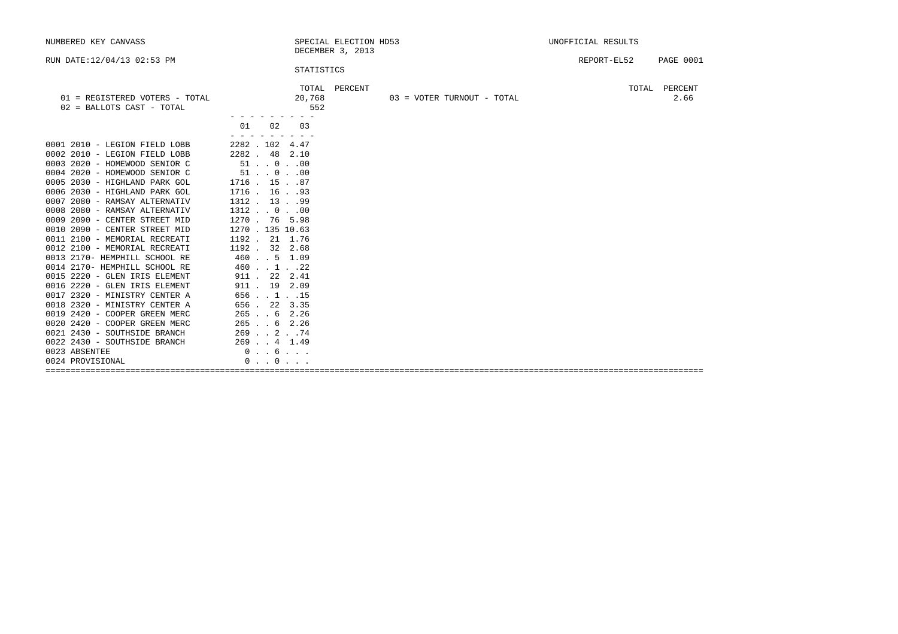NUMBERED KEY CANVASS

SPECIAL ELECTION HD53
DECEMBER 3, 2013

UNOFFICIAL RESULTS

RUN DATE:12/04/13 02:53 PM

REPORT-EL52 PAGE 0001

STATISTICS

| | TOTAL | PERCENT | | TOTAL | PERCENT |
|---|---|---|---|---|---|
| 01 = REGISTERED VOTERS - TOTAL | 20,768 | | 03 = VOTER TURNOUT - TOTAL | | 2.66 |
| 02 = BALLOTS CAST - TOTAL | 552 | | | | |

| | 01 | 02 | 03 |
|---|---|---|---|
| 0001 2010 - LEGION FIELD LOBB | 2282 | 102 | 4.47 |
| 0002 2010 - LEGION FIELD LOBB | 2282 | 48 | 2.10 |
| 0003 2020 - HOMEWOOD SENIOR C | 51 | 0 | .00 |
| 0004 2020 - HOMEWOOD SENIOR C | 51 | 0 | .00 |
| 0005 2030 - HIGHLAND PARK GOL | 1716 | 15 | .87 |
| 0006 2030 - HIGHLAND PARK GOL | 1716 | 16 | .93 |
| 0007 2080 - RAMSAY ALTERNATIV | 1312 | 13 | .99 |
| 0008 2080 - RAMSAY ALTERNATIV | 1312 | 0 | .00 |
| 0009 2090 - CENTER STREET MID | 1270 | 76 | 5.98 |
| 0010 2090 - CENTER STREET MID | 1270 | 135 | 10.63 |
| 0011 2100 - MEMORIAL RECREATI | 1192 | 21 | 1.76 |
| 0012 2100 - MEMORIAL RECREATI | 1192 | 32 | 2.68 |
| 0013 2170- HEMPHILL SCHOOL RE | 460 | 5 | 1.09 |
| 0014 2170- HEMPHILL SCHOOL RE | 460 | 1 | .22 |
| 0015 2220 - GLEN IRIS ELEMENT | 911 | 22 | 2.41 |
| 0016 2220 - GLEN IRIS ELEMENT | 911 | 19 | 2.09 |
| 0017 2320 - MINISTRY CENTER A | 656 | 1 | .15 |
| 0018 2320 - MINISTRY CENTER A | 656 | 22 | 3.35 |
| 0019 2420 - COOPER GREEN MERC | 265 | 6 | 2.26 |
| 0020 2420 - COOPER GREEN MERC | 265 | 6 | 2.26 |
| 0021 2430 - SOUTHSIDE BRANCH | 269 | 2 | .74 |
| 0022 2430 - SOUTHSIDE BRANCH | 269 | 4 | 1.49 |
| 0023 ABSENTEE | 0 | 6 | . |
| 0024 PROVISIONAL | 0 | 0 | . |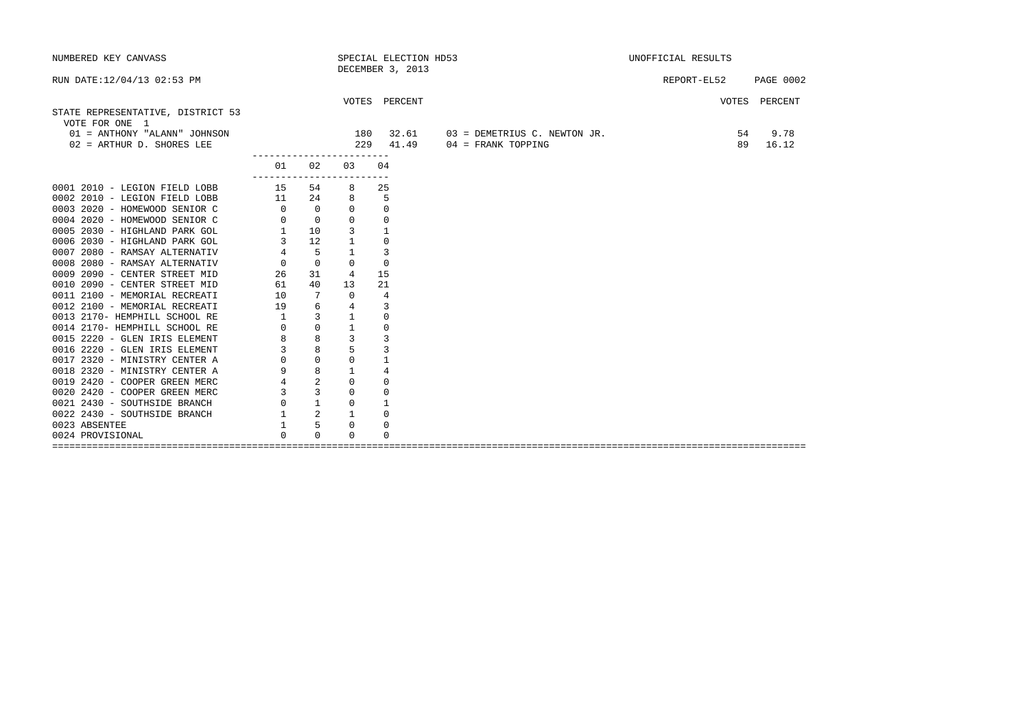NUMBERED KEY CANVASS

SPECIAL ELECTION HD53
DECEMBER 3, 2013

UNOFFICIAL RESULTS

RUN DATE:12/04/13 02:53 PM

REPORT-EL52 PAGE 0002

## STATE REPRESENTATIVE, DISTRICT 53

VOTE FOR ONE 1

| Candidate | VOTES | PERCENT |
|---|---|---|
| 01 = ANTHONY "ALANN" JOHNSON | 180 | 32.61 |
| 02 = ARTHUR D. SHORES LEE | 229 | 41.49 |
| 03 = DEMETRIUS C. NEWTON JR. | 54 | 9.78 |
| 04 = FRANK TOPPING | 89 | 16.12 |

| | 01 | 02 | 03 | 04 |
|---|---|---|---|---|
| 0001 2010 - LEGION FIELD LOBB | 15 | 54 | 8 | 25 |
| 0002 2010 - LEGION FIELD LOBB | 11 | 24 | 8 | 5 |
| 0003 2020 - HOMEWOOD SENIOR C | 0 | 0 | 0 | 0 |
| 0004 2020 - HOMEWOOD SENIOR C | 0 | 0 | 0 | 0 |
| 0005 2030 - HIGHLAND PARK GOL | 1 | 10 | 3 | 1 |
| 0006 2030 - HIGHLAND PARK GOL | 3 | 12 | 1 | 0 |
| 0007 2080 - RAMSAY ALTERNATIV | 4 | 5 | 1 | 3 |
| 0008 2080 - RAMSAY ALTERNATIV | 0 | 0 | 0 | 0 |
| 0009 2090 - CENTER STREET MID | 26 | 31 | 4 | 15 |
| 0010 2090 - CENTER STREET MID | 61 | 40 | 13 | 21 |
| 0011 2100 - MEMORIAL RECREATI | 10 | 7 | 0 | 4 |
| 0012 2100 - MEMORIAL RECREATI | 19 | 6 | 4 | 3 |
| 0013 2170- HEMPHILL SCHOOL RE | 1 | 3 | 1 | 0 |
| 0014 2170- HEMPHILL SCHOOL RE | 0 | 0 | 1 | 0 |
| 0015 2220 - GLEN IRIS ELEMENT | 8 | 8 | 3 | 3 |
| 0016 2220 - GLEN IRIS ELEMENT | 3 | 8 | 5 | 3 |
| 0017 2320 - MINISTRY CENTER A | 0 | 0 | 0 | 1 |
| 0018 2320 - MINISTRY CENTER A | 9 | 8 | 1 | 4 |
| 0019 2420 - COOPER GREEN MERC | 4 | 2 | 0 | 0 |
| 0020 2420 - COOPER GREEN MERC | 3 | 3 | 0 | 0 |
| 0021 2430 - SOUTHSIDE BRANCH | 0 | 1 | 0 | 1 |
| 0022 2430 - SOUTHSIDE BRANCH | 1 | 2 | 1 | 0 |
| 0023 ABSENTEE | 1 | 5 | 0 | 0 |
| 0024 PROVISIONAL | 0 | 0 | 0 | 0 |